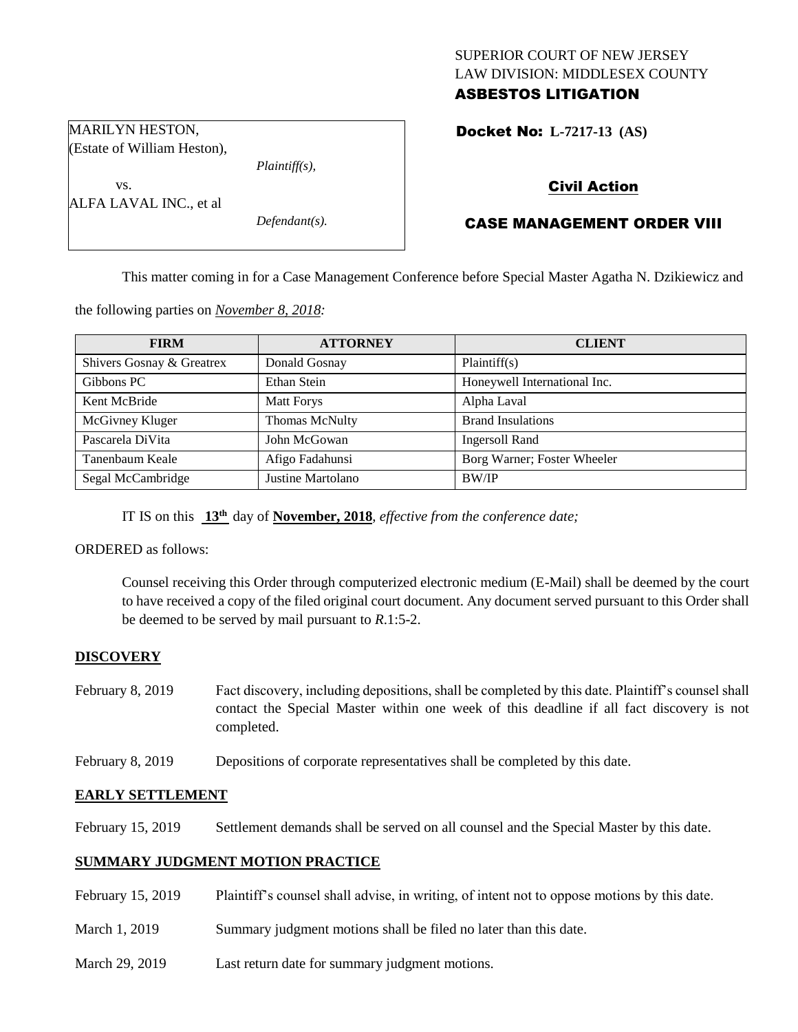SUPERIOR COURT OF NEW JERSEY
LAW DIVISION: MIDDLESEX COUNTY
**ASBESTOS LITIGATION**

MARILYN HESTON,
(Estate of William Heston),
*Plaintiff(s),*
vs.
ALFA LAVAL INC., et al
*Defendant(s).*

**Docket No: L-7217-13 (AS)**

**Civil Action**

**CASE MANAGEMENT ORDER VIII**

This matter coming in for a Case Management Conference before Special Master Agatha N. Dzikiewicz and the following parties on *November 8, 2018:*

| FIRM | ATTORNEY | CLIENT |
|---|---|---|
| Shivers Gosnay & Greatrex | Donald Gosnay | Plaintiff(s) |
| Gibbons PC | Ethan Stein | Honeywell International Inc. |
| Kent McBride | Matt Forys | Alpha Laval |
| McGivney Kluger | Thomas McNulty | Brand Insulations |
| Pascarela DiVita | John McGowan | Ingersoll Rand |
| Tanenbaum Keale | Afigo Fadahunsi | Borg Warner; Foster Wheeler |
| Segal McCambridge | Justine Martolano | BW/IP |

IT IS on this **13th** day of **November, 2018**, *effective from the conference date;*

ORDERED as follows:

Counsel receiving this Order through computerized electronic medium (E-Mail) shall be deemed by the court to have received a copy of the filed original court document. Any document served pursuant to this Order shall be deemed to be served by mail pursuant to *R*.1:5-2.

## DISCOVERY

February 8, 2019 — Fact discovery, including depositions, shall be completed by this date. Plaintiff's counsel shall contact the Special Master within one week of this deadline if all fact discovery is not completed.

February 8, 2019 — Depositions of corporate representatives shall be completed by this date.

## EARLY SETTLEMENT

February 15, 2019 — Settlement demands shall be served on all counsel and the Special Master by this date.

## SUMMARY JUDGMENT MOTION PRACTICE

February 15, 2019 — Plaintiff's counsel shall advise, in writing, of intent not to oppose motions by this date.

March 1, 2019 — Summary judgment motions shall be filed no later than this date.

March 29, 2019 — Last return date for summary judgment motions.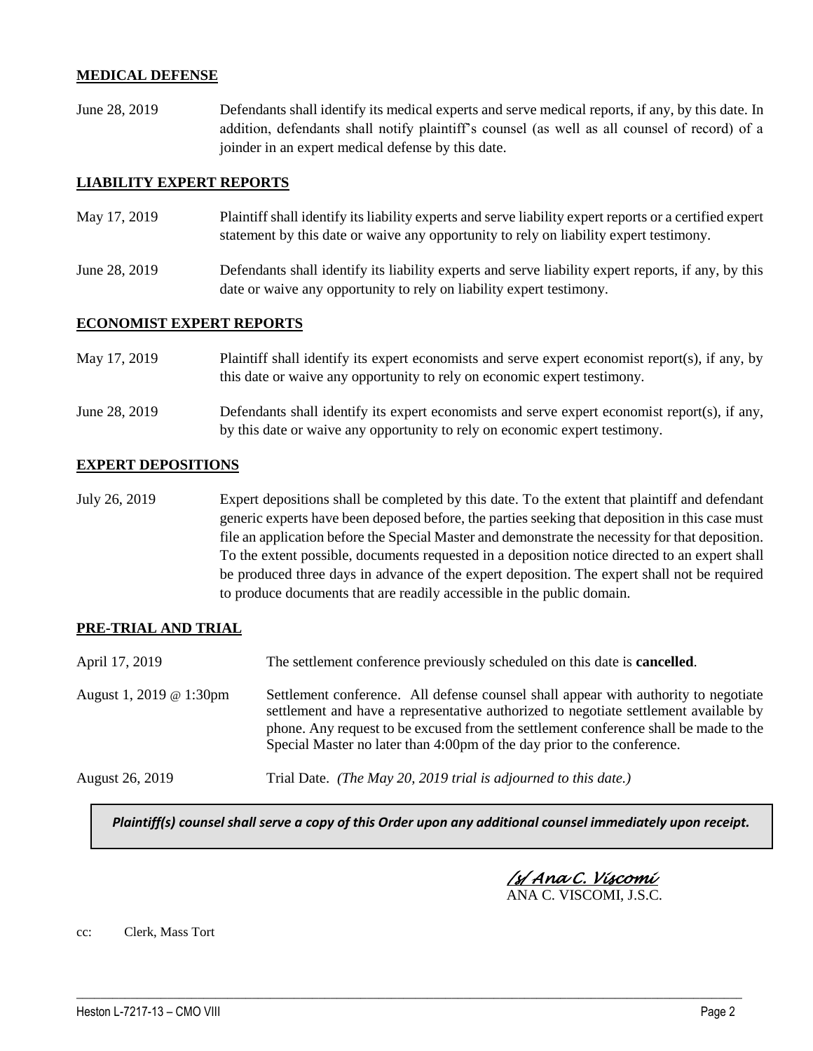**MEDICAL DEFENSE**

| | |
|---|---|
| June 28, 2019 | Defendants shall identify its medical experts and serve medical reports, if any, by this date. In addition, defendants shall notify plaintiff's counsel (as well as all counsel of record) of a joinder in an expert medical defense by this date. |

**LIABILITY EXPERT REPORTS**

| | |
|---|---|
| May 17, 2019 | Plaintiff shall identify its liability experts and serve liability expert reports or a certified expert statement by this date or waive any opportunity to rely on liability expert testimony. |
| June 28, 2019 | Defendants shall identify its liability experts and serve liability expert reports, if any, by this date or waive any opportunity to rely on liability expert testimony. |

**ECONOMIST EXPERT REPORTS**

| | |
|---|---|
| May 17, 2019 | Plaintiff shall identify its expert economists and serve expert economist report(s), if any, by this date or waive any opportunity to rely on economic expert testimony. |
| June 28, 2019 | Defendants shall identify its expert economists and serve expert economist report(s), if any, by this date or waive any opportunity to rely on economic expert testimony. |

**EXPERT DEPOSITIONS**

| | |
|---|---|
| July 26, 2019 | Expert depositions shall be completed by this date. To the extent that plaintiff and defendant generic experts have been deposed before, the parties seeking that deposition in this case must file an application before the Special Master and demonstrate the necessity for that deposition. To the extent possible, documents requested in a deposition notice directed to an expert shall be produced three days in advance of the expert deposition. The expert shall not be required to produce documents that are readily accessible in the public domain. |

**PRE-TRIAL AND TRIAL**

| | |
|---|---|
| April 17, 2019 | The settlement conference previously scheduled on this date is **cancelled**. |
| August 1, 2019 @ 1:30pm | Settlement conference. All defense counsel shall appear with authority to negotiate settlement and have a representative authorized to negotiate settlement available by phone. Any request to be excused from the settlement conference shall be made to the Special Master no later than 4:00pm of the day prior to the conference. |
| August 26, 2019 | Trial Date. *(The May 20, 2019 trial is adjourned to this date.)* |

***Plaintiff(s) counsel shall serve a copy of this Order upon any additional counsel immediately upon receipt.***

*/s/ Ana C. Viscomi*
ANA C. VISCOMI, J.S.C.

cc: Clerk, Mass Tort